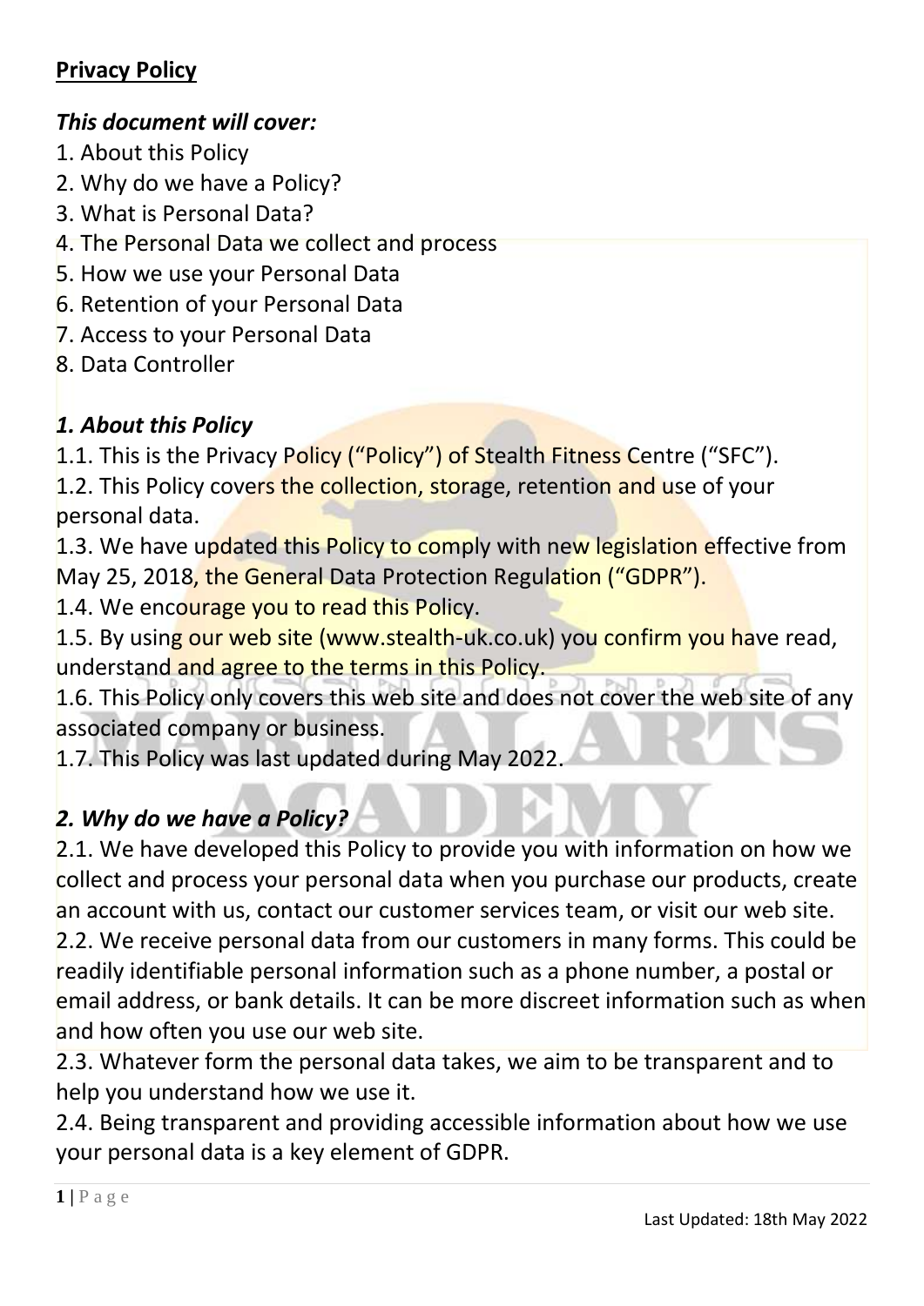## Privacy Policy

***This document will cover:***

1. About this Policy
2. Why do we have a Policy?
3. What is Personal Data?
4. The Personal Data we collect and process
5. How we use your Personal Data
6. Retention of your Personal Data
7. Access to your Personal Data
8. Data Controller

### *1. About this Policy*

1.1. This is the Privacy Policy ("Policy") of Stealth Fitness Centre ("SFC").

1.2. This Policy covers the collection, storage, retention and use of your personal data.

1.3. We have updated this Policy to comply with new legislation effective from May 25, 2018, the General Data Protection Regulation ("GDPR").

1.4. We encourage you to read this Policy.

1.5. By using our web site (www.stealth-uk.co.uk) you confirm you have read, understand and agree to the terms in this Policy.

1.6. This Policy only covers this web site and does not cover the web site of any associated company or business.

1.7. This Policy was last updated during May 2022.

### *2. Why do we have a Policy?*

2.1. We have developed this Policy to provide you with information on how we collect and process your personal data when you purchase our products, create an account with us, contact our customer services team, or visit our web site.

2.2. We receive personal data from our customers in many forms. This could be readily identifiable personal information such as a phone number, a postal or email address, or bank details. It can be more discreet information such as when and how often you use our web site.

2.3. Whatever form the personal data takes, we aim to be transparent and to help you understand how we use it.

2.4. Being transparent and providing accessible information about how we use your personal data is a key element of GDPR.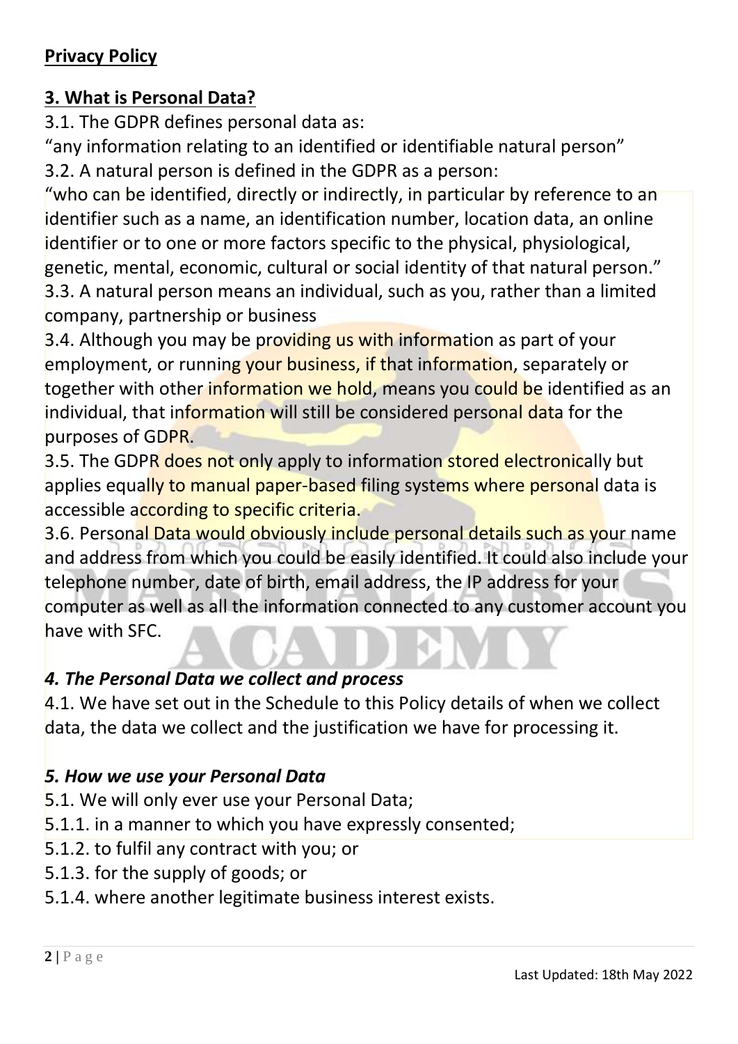**Privacy Policy**

## 3. What is Personal Data?

3.1. The GDPR defines personal data as:

"any information relating to an identified or identifiable natural person"

3.2. A natural person is defined in the GDPR as a person:

"who can be identified, directly or indirectly, in particular by reference to an identifier such as a name, an identification number, location data, an online identifier or to one or more factors specific to the physical, physiological, genetic, mental, economic, cultural or social identity of that natural person."

3.3. A natural person means an individual, such as you, rather than a limited company, partnership or business

3.4. Although you may be providing us with information as part of your employment, or running your business, if that information, separately or together with other information we hold, means you could be identified as an individual, that information will still be considered personal data for the purposes of GDPR.

3.5. The GDPR does not only apply to information stored electronically but applies equally to manual paper-based filing systems where personal data is accessible according to specific criteria.

3.6. Personal Data would obviously include personal details such as your name and address from which you could be easily identified. It could also include your telephone number, date of birth, email address, the IP address for your computer as well as all the information connected to any customer account you have with SFC.

## *4. The Personal Data we collect and process*

4.1. We have set out in the Schedule to this Policy details of when we collect data, the data we collect and the justification we have for processing it.

## *5. How we use your Personal Data*

5.1. We will only ever use your Personal Data;

5.1.1. in a manner to which you have expressly consented;

5.1.2. to fulfil any contract with you; or

5.1.3. for the supply of goods; or

5.1.4. where another legitimate business interest exists.

Last Updated: 18th May 2022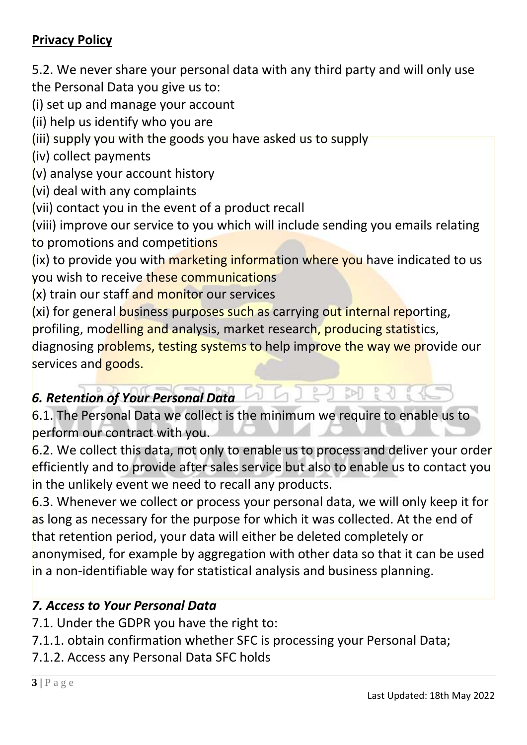## **Privacy Policy**

5.2. We never share your personal data with any third party and will only use the Personal Data you give us to:

(i) set up and manage your account

(ii) help us identify who you are

(iii) supply you with the goods you have asked us to supply

(iv) collect payments

(v) analyse your account history

(vi) deal with any complaints

(vii) contact you in the event of a product recall

(viii) improve our service to you which will include sending you emails relating to promotions and competitions

(ix) to provide you with marketing information where you have indicated to us you wish to receive these communications

(x) train our staff and monitor our services

(xi) for general business purposes such as carrying out internal reporting, profiling, modelling and analysis, market research, producing statistics, diagnosing problems, testing systems to help improve the way we provide our services and goods.

### ***6. Retention of Your Personal Data***

6.1. The Personal Data we collect is the minimum we require to enable us to perform our contract with you.

6.2. We collect this data, not only to enable us to process and deliver your order efficiently and to provide after sales service but also to enable us to contact you in the unlikely event we need to recall any products.

6.3. Whenever we collect or process your personal data, we will only keep it for as long as necessary for the purpose for which it was collected. At the end of that retention period, your data will either be deleted completely or anonymised, for example by aggregation with other data so that it can be used in a non-identifiable way for statistical analysis and business planning.

### ***7. Access to Your Personal Data***

7.1. Under the GDPR you have the right to:

7.1.1. obtain confirmation whether SFC is processing your Personal Data;

7.1.2. Access any Personal Data SFC holds

Last Updated: 18th May 2022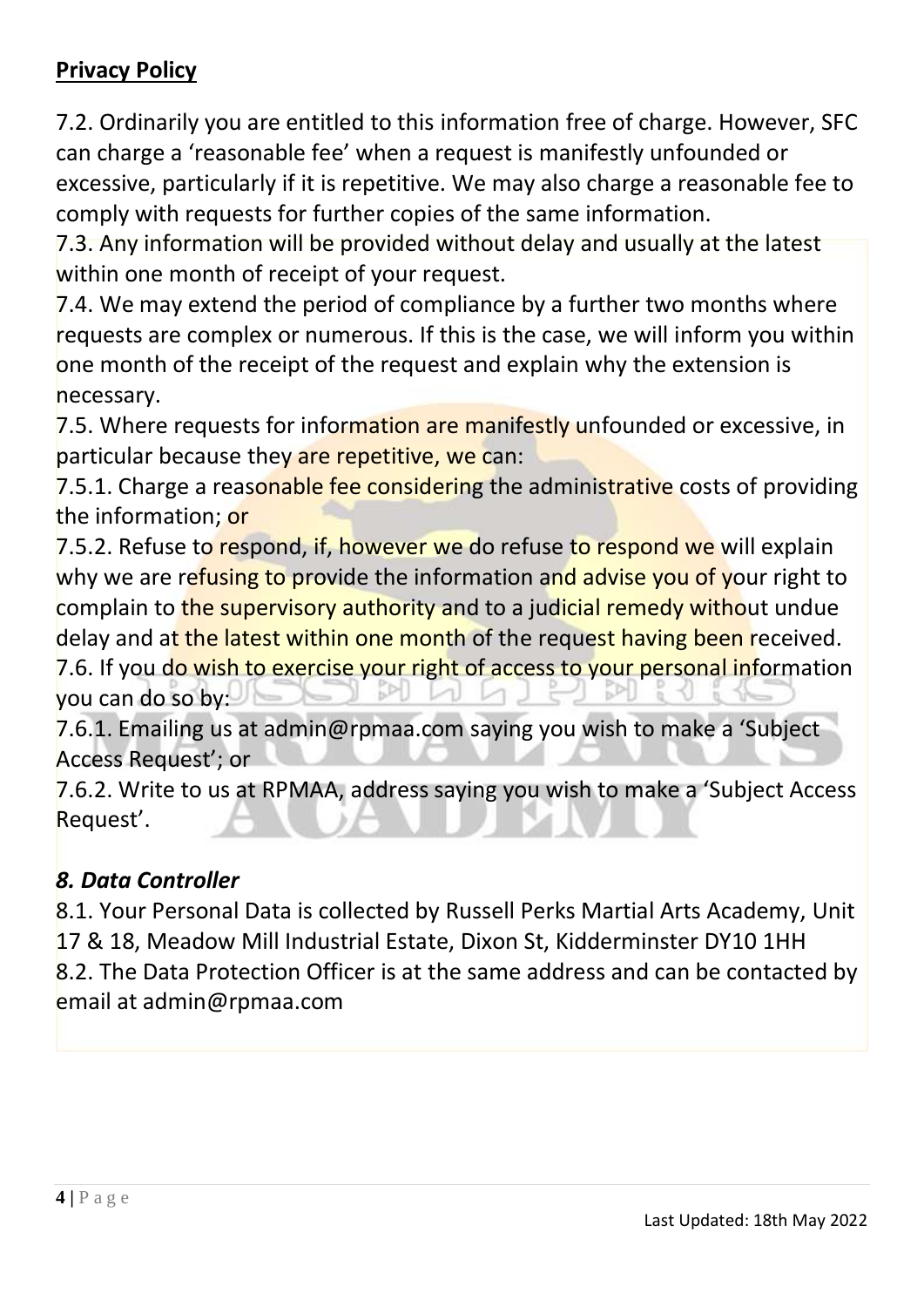## Privacy Policy

7.2. Ordinarily you are entitled to this information free of charge. However, SFC can charge a 'reasonable fee' when a request is manifestly unfounded or excessive, particularly if it is repetitive. We may also charge a reasonable fee to comply with requests for further copies of the same information.

7.3. Any information will be provided without delay and usually at the latest within one month of receipt of your request.

7.4. We may extend the period of compliance by a further two months where requests are complex or numerous. If this is the case, we will inform you within one month of the receipt of the request and explain why the extension is necessary.

7.5. Where requests for information are manifestly unfounded or excessive, in particular because they are repetitive, we can:

7.5.1. Charge a reasonable fee considering the administrative costs of providing the information; or

7.5.2. Refuse to respond, if, however we do refuse to respond we will explain why we are refusing to provide the information and advise you of your right to complain to the supervisory authority and to a judicial remedy without undue delay and at the latest within one month of the request having been received.

7.6. If you do wish to exercise your right of access to your personal information you can do so by:

7.6.1. Emailing us at admin@rpmaa.com saying you wish to make a 'Subject Access Request'; or

7.6.2. Write to us at RPMAA, address saying you wish to make a 'Subject Access Request'.

### *8. Data Controller*

8.1. Your Personal Data is collected by Russell Perks Martial Arts Academy, Unit 17 & 18, Meadow Mill Industrial Estate, Dixon St, Kidderminster DY10 1HH

8.2. The Data Protection Officer is at the same address and can be contacted by email at admin@rpmaa.com

Last Updated: 18th May 2022